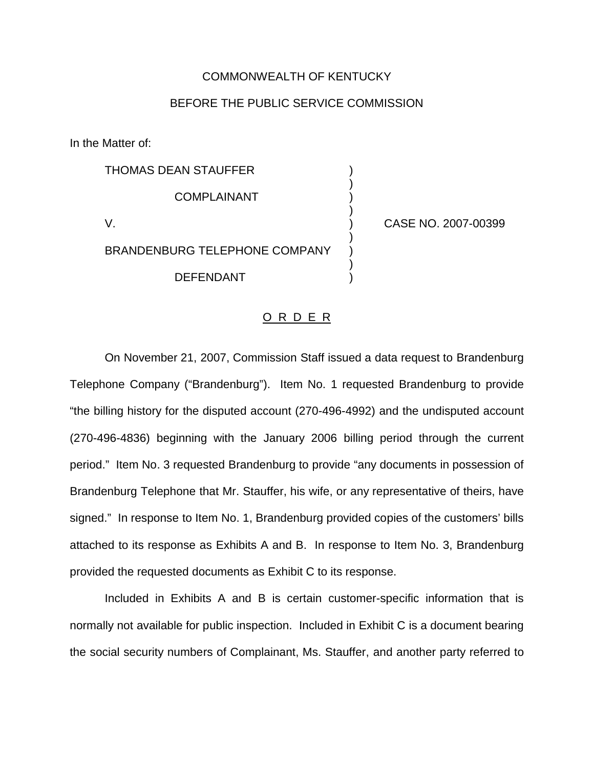COMMONWEALTH OF KENTUCKY

BEFORE THE PUBLIC SERVICE COMMISSION

In the Matter of:

| | | |
|---|---|---|
| THOMAS DEAN STAUFFER | ) | |
| COMPLAINANT | ) | |
| V. | ) | CASE NO. 2007-00399 |
| BRANDENBURG TELEPHONE COMPANY | ) | |
| DEFENDANT | ) | |

O R D E R

On November 21, 2007, Commission Staff issued a data request to Brandenburg Telephone Company ("Brandenburg"). Item No. 1 requested Brandenburg to provide "the billing history for the disputed account (270-496-4992) and the undisputed account (270-496-4836) beginning with the January 2006 billing period through the current period." Item No. 3 requested Brandenburg to provide "any documents in possession of Brandenburg Telephone that Mr. Stauffer, his wife, or any representative of theirs, have signed." In response to Item No. 1, Brandenburg provided copies of the customers' bills attached to its response as Exhibits A and B. In response to Item No. 3, Brandenburg provided the requested documents as Exhibit C to its response.

Included in Exhibits A and B is certain customer-specific information that is normally not available for public inspection. Included in Exhibit C is a document bearing the social security numbers of Complainant, Ms. Stauffer, and another party referred to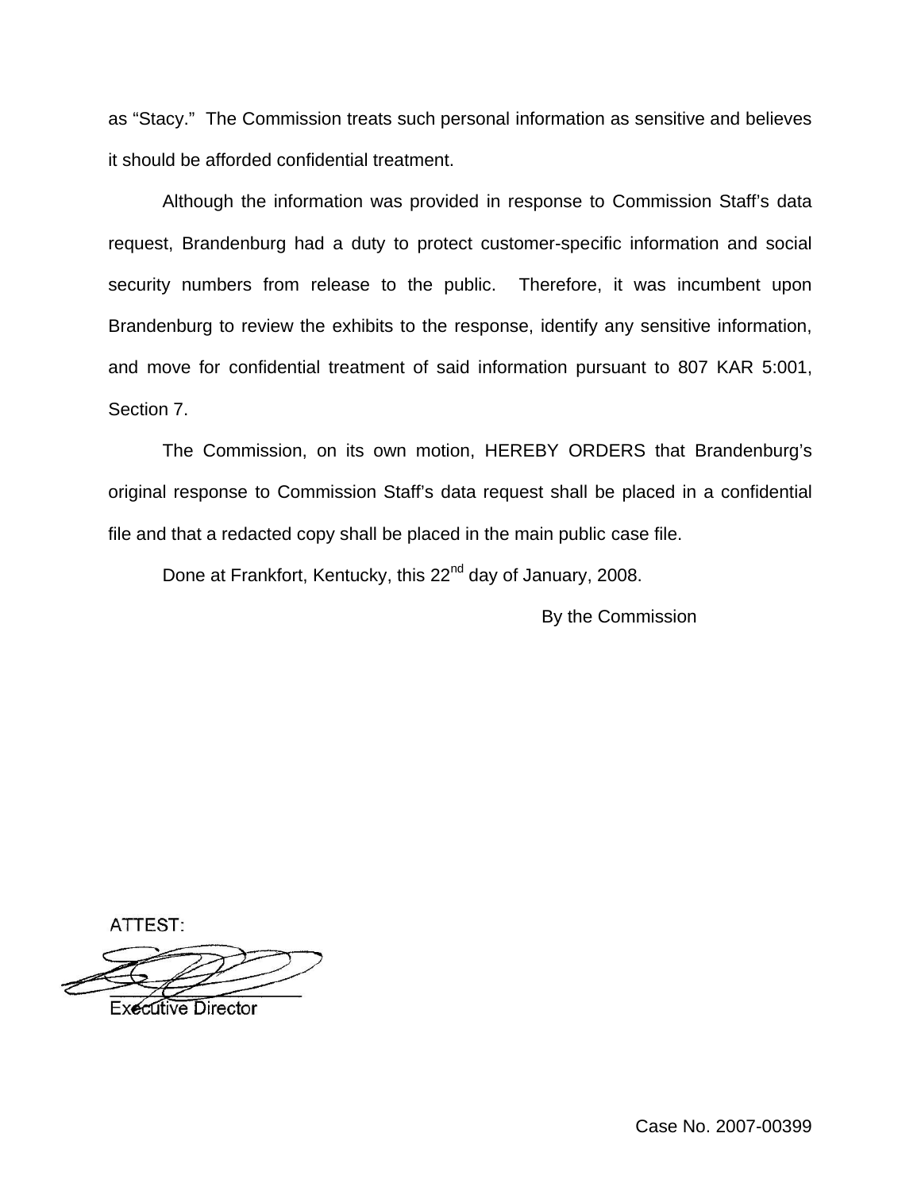as "Stacy." The Commission treats such personal information as sensitive and believes it should be afforded confidential treatment.

Although the information was provided in response to Commission Staff's data request, Brandenburg had a duty to protect customer-specific information and social security numbers from release to the public. Therefore, it was incumbent upon Brandenburg to review the exhibits to the response, identify any sensitive information, and move for confidential treatment of said information pursuant to 807 KAR 5:001, Section 7.

The Commission, on its own motion, HEREBY ORDERS that Brandenburg's original response to Commission Staff's data request shall be placed in a confidential file and that a redacted copy shall be placed in the main public case file.

Done at Frankfort, Kentucky, this 22nd day of January, 2008.

By the Commission

ATTEST:

Executive Director

Case No. 2007-00399